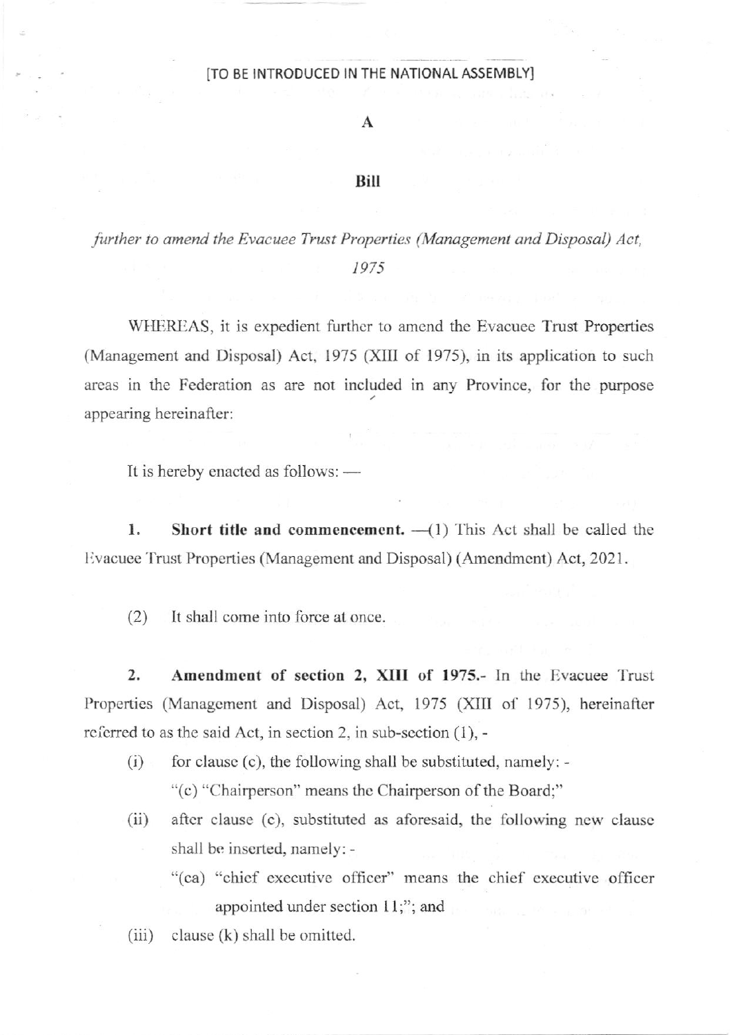[TO BE INTRODUCED IN THE NATIONAL ASSEMBLY]

# A

# Bill

*further to amend the Evacuee Trust Properties (Management and Disposal) Act, 1975*

WHEREAS, it is expedient further to amend the Evacuee Trust Properties (Management and Disposal) Act, 1975 (XIII of 1975), in its application to such areas in the Federation as are not included in any Province, for the purpose appearing hereinafter:

It is hereby enacted as follows: —

**1. Short title and commencement.** —(1) This Act shall be called the Evacuee Trust Properties (Management and Disposal) (Amendment) Act, 2021.

(2) It shall come into force at once.

**2. Amendment of section 2, XIII of 1975.**- In the Evacuee Trust Properties (Management and Disposal) Act, 1975 (XIII of 1975), hereinafter referred to as the said Act, in section 2, in sub-section (1), -

(i) for clause (c), the following shall be substituted, namely: -

"(c) "Chairperson" means the Chairperson of the Board;"

(ii) after clause (c), substituted as aforesaid, the following new clause shall be inserted, namely: -

"(ca) "chief executive officer" means the chief executive officer appointed under section 11;"; and

(iii) clause (k) shall be omitted.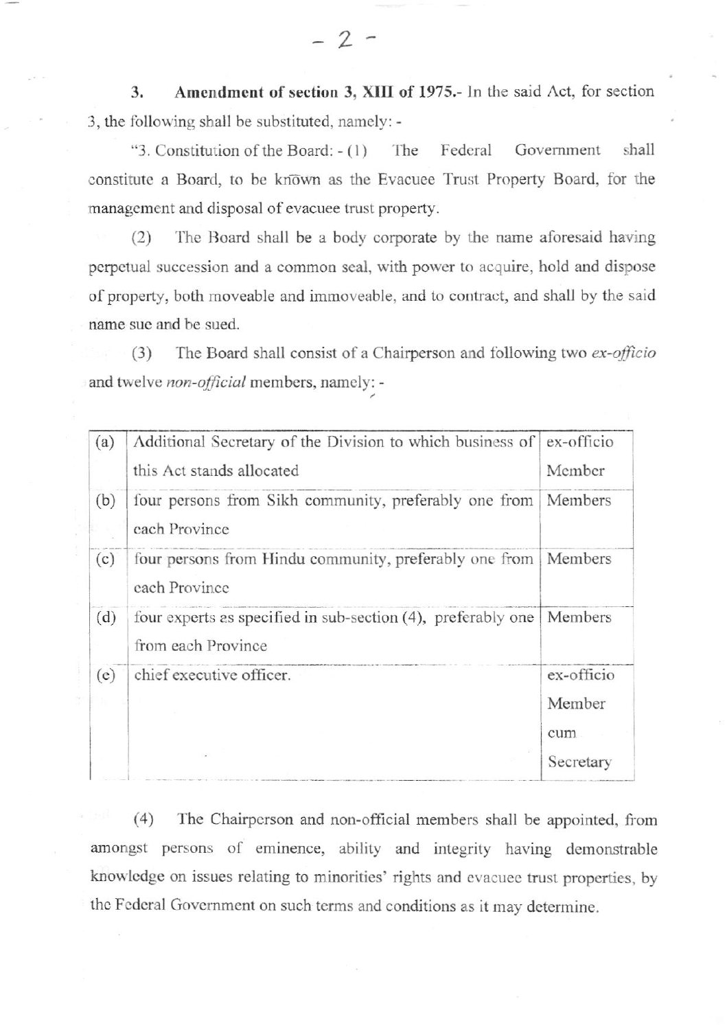**3. Amendment of section 3, XIII of 1975.-** In the said Act, for section 3, the following shall be substituted, namely: -

"3. Constitution of the Board: - (1) The Federal Government shall constitute a Board, to be known as the Evacuee Trust Property Board, for the management and disposal of evacuee trust property.

(2) The Board shall be a body corporate by the name aforesaid having perpetual succession and a common seal, with power to acquire, hold and dispose of property, both moveable and immoveable, and to contract, and shall by the said name sue and be sued.

(3) The Board shall consist of a Chairperson and following two *ex-officio* and twelve *non-official* members, namely: -

| | | |
|---|---|---|
| (a) | Additional Secretary of the Division to which business of this Act stands allocated | ex-officio Member |
| (b) | four persons from Sikh community, preferably one from each Province | Members |
| (c) | four persons from Hindu community, preferably one from each Province | Members |
| (d) | four experts as specified in sub-section (4), preferably one from each Province | Members |
| (e) | chief executive officer. | ex-officio Member cum Secretary |

(4) The Chairperson and non-official members shall be appointed, from amongst persons of eminence, ability and integrity having demonstrable knowledge on issues relating to minorities' rights and evacuee trust properties, by the Federal Government on such terms and conditions as it may determine.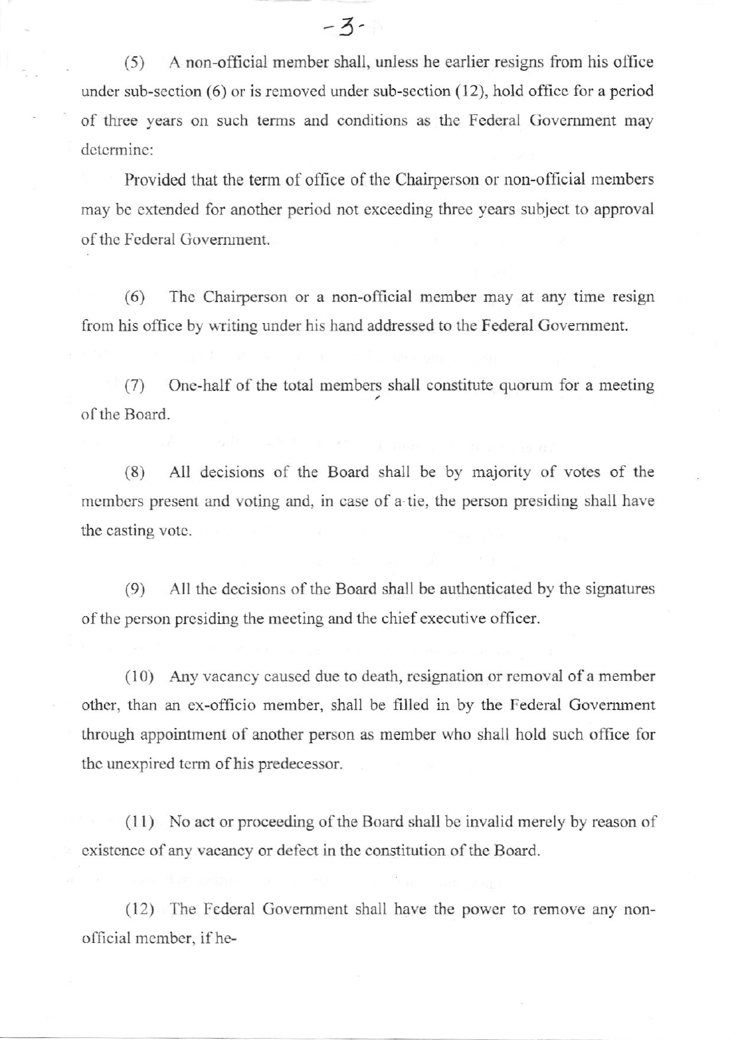(5) A non-official member shall, unless he earlier resigns from his office under sub-section (6) or is removed under sub-section (12), hold office for a period of three years on such terms and conditions as the Federal Government may determine:

Provided that the term of office of the Chairperson or non-official members may be extended for another period not exceeding three years subject to approval of the Federal Government.

(6) The Chairperson or a non-official member may at any time resign from his office by writing under his hand addressed to the Federal Government.

(7) One-half of the total members shall constitute quorum for a meeting of the Board.

(8) All decisions of the Board shall be by majority of votes of the members present and voting and, in case of a tie, the person presiding shall have the casting vote.

(9) All the decisions of the Board shall be authenticated by the signatures of the person presiding the meeting and the chief executive officer.

(10) Any vacancy caused due to death, resignation or removal of a member other, than an ex-officio member, shall be filled in by the Federal Government through appointment of another person as member who shall hold such office for the unexpired term of his predecessor.

(11) No act or proceeding of the Board shall be invalid merely by reason of existence of any vacancy or defect in the constitution of the Board.

(12) The Federal Government shall have the power to remove any non-official member, if he-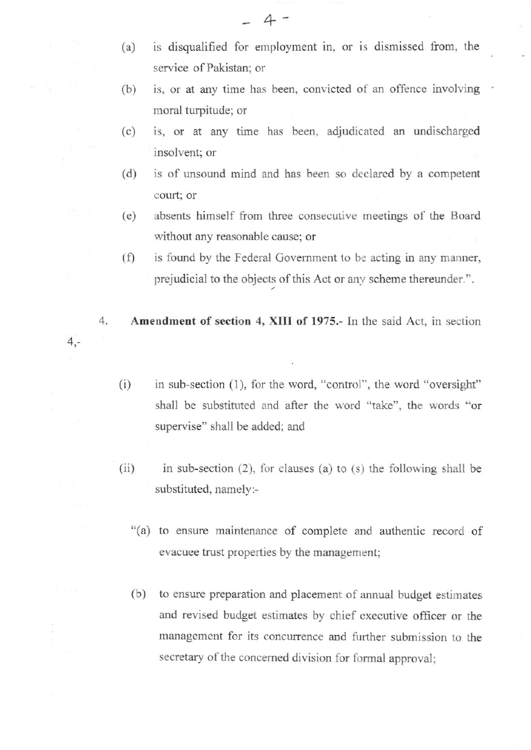(a) is disqualified for employment in, or is dismissed from, the service of Pakistan; or

(b) is, or at any time has been, convicted of an offence involving moral turpitude; or

(c) is, or at any time has been, adjudicated an undischarged insolvent; or

(d) is of unsound mind and has been so declared by a competent court; or

(e) absents himself from three consecutive meetings of the Board without any reasonable cause; or

(f) is found by the Federal Government to be acting in any manner, prejudicial to the objects of this Act or any scheme thereunder.".

4. **Amendment of section 4, XIII of 1975.-** In the said Act, in section 4,-

(i) in sub-section (1), for the word, "control", the word "oversight" shall be substituted and after the word "take", the words "or supervise" shall be added; and

(ii) in sub-section (2), for clauses (a) to (s) the following shall be substituted, namely:-

"(a) to ensure maintenance of complete and authentic record of evacuee trust properties by the management;

(b) to ensure preparation and placement of annual budget estimates and revised budget estimates by chief executive officer or the management for its concurrence and further submission to the secretary of the concerned division for formal approval;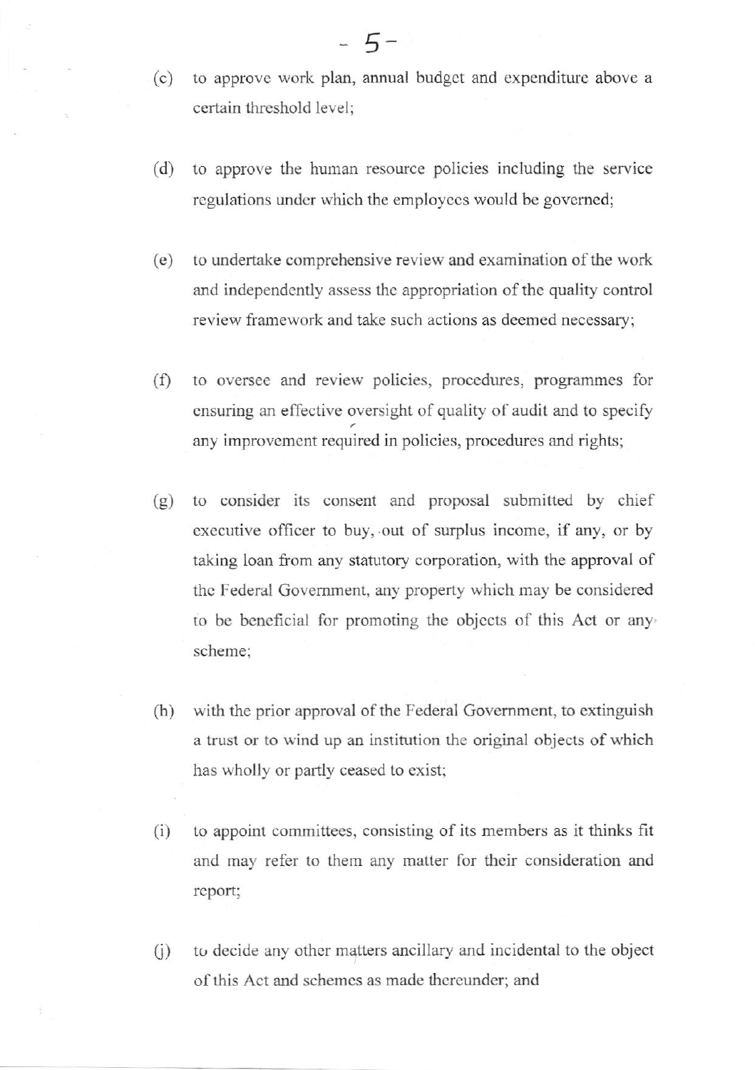(c) to approve work plan, annual budget and expenditure above a certain threshold level;

(d) to approve the human resource policies including the service regulations under which the employees would be governed;

(e) to undertake comprehensive review and examination of the work and independently assess the appropriation of the quality control review framework and take such actions as deemed necessary;

(f) to oversee and review policies, procedures, programmes for ensuring an effective oversight of quality of audit and to specify any improvement required in policies, procedures and rights;

(g) to consider its consent and proposal submitted by chief executive officer to buy, out of surplus income, if any, or by taking loan from any statutory corporation, with the approval of the Federal Government, any property which may be considered to be beneficial for promoting the objects of this Act or any scheme;

(h) with the prior approval of the Federal Government, to extinguish a trust or to wind up an institution the original objects of which has wholly or partly ceased to exist;

(i) to appoint committees, consisting of its members as it thinks fit and may refer to them any matter for their consideration and report;

(j) to decide any other matters ancillary and incidental to the object of this Act and schemes as made thereunder; and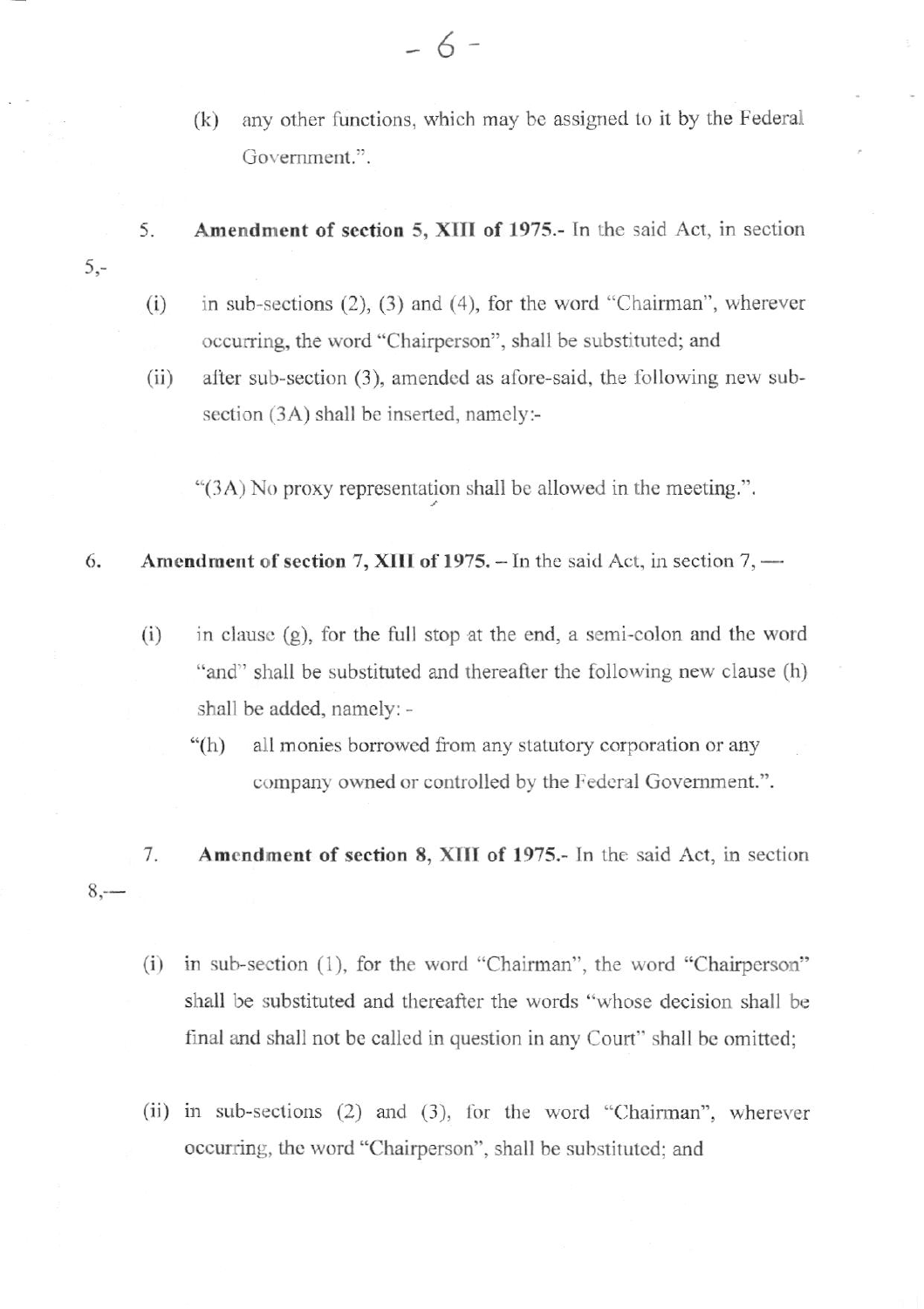(k) any other functions, which may be assigned to it by the Federal Government.".

5. **Amendment of section 5, XIII of 1975.-** In the said Act, in section 5,-

(i) in sub-sections (2), (3) and (4), for the word "Chairman", wherever occurring, the word "Chairperson", shall be substituted; and

(ii) after sub-section (3), amended as afore-said, the following new sub-section (3A) shall be inserted, namely:-

"(3A) No proxy representation shall be allowed in the meeting.".

6. **Amendment of section 7, XIII of 1975.** – In the said Act, in section 7, —

(i) in clause (g), for the full stop at the end, a semi-colon and the word "and" shall be substituted and thereafter the following new clause (h) shall be added, namely: -

"(h) all monies borrowed from any statutory corporation or any company owned or controlled by the Federal Government.".

7. **Amendment of section 8, XIII of 1975.-** In the said Act, in section 8,—

(i) in sub-section (1), for the word "Chairman", the word "Chairperson" shall be substituted and thereafter the words "whose decision shall be final and shall not be called in question in any Court" shall be omitted;

(ii) in sub-sections (2) and (3), for the word "Chairman", wherever occurring, the word "Chairperson", shall be substituted; and